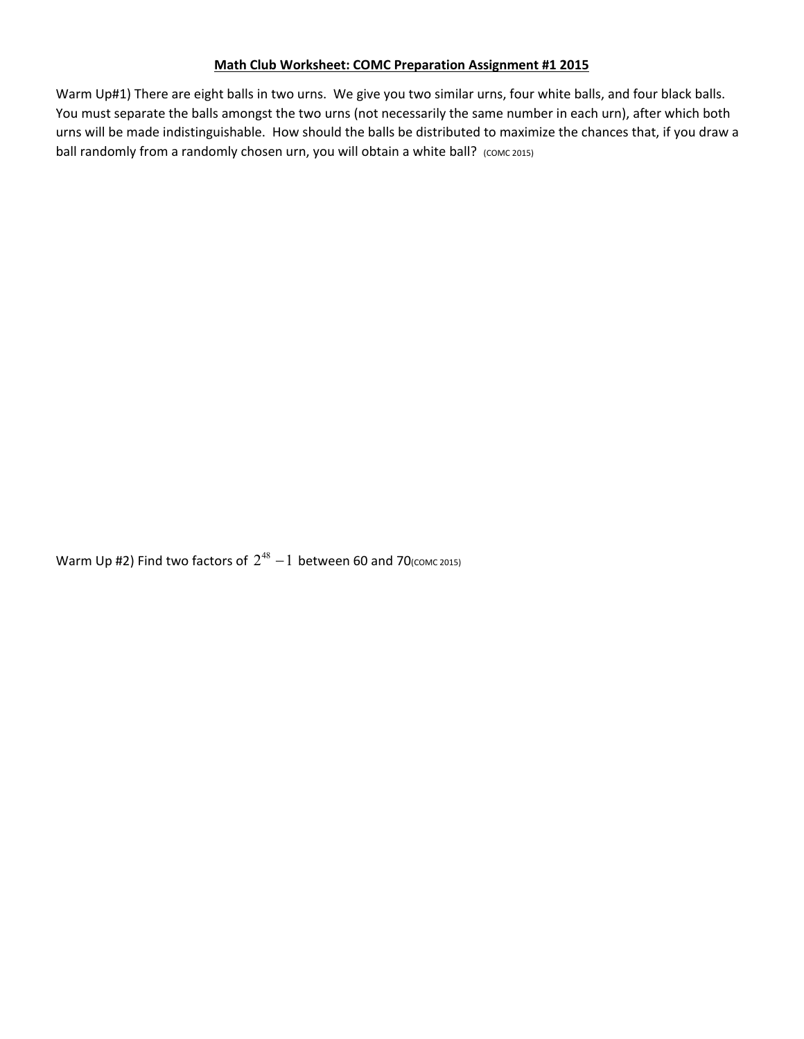## Math Club Worksheet: COMC Preparation Assignment #1 2015

Warm Up#1) There are eight balls in two urns. We give you two similar urns, four white balls, and four black balls. You must separate the balls amongst the two urns (not necessarily the same number in each urn), after which both urns will be made indistinguishable. How should the balls be distributed to maximize the chances that, if you draw a ball randomly from a randomly chosen urn, you will obtain a white ball? (COMC 2015)

Warm Up #2) Find two factors of $2^{48} - 1$ between 60 and 70(COMC 2015)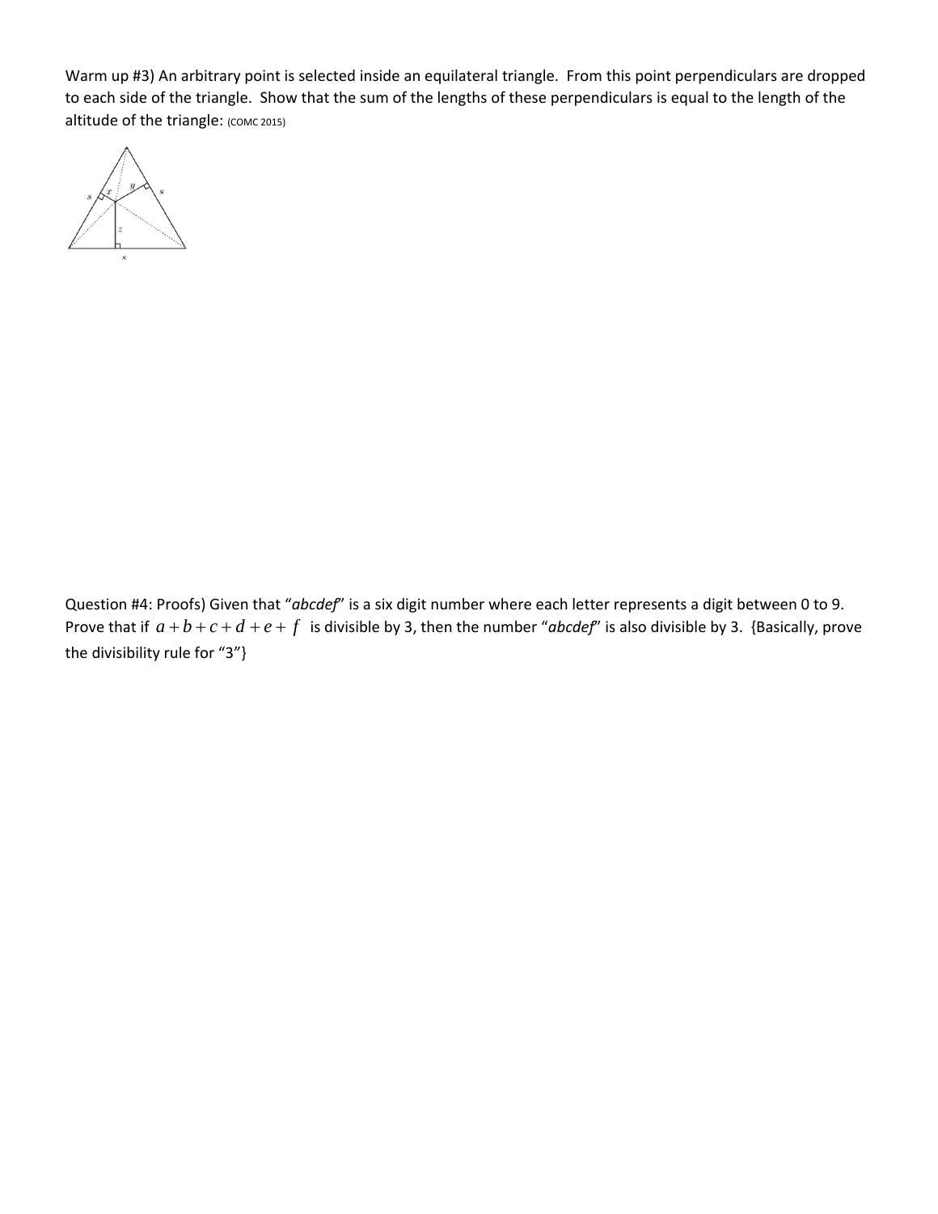Warm up #3) An arbitrary point is selected inside an equilateral triangle. From this point perpendiculars are dropped to each side of the triangle. Show that the sum of the lengths of these perpendiculars is equal to the length of the altitude of the triangle: (COMC 2015)

Question #4: Proofs) Given that "*abcdef*" is a six digit number where each letter represents a digit between 0 to 9. Prove that if $a+b+c+d+e+f$ is divisible by 3, then the number "*abcdef*" is also divisible by 3. {Basically, prove the divisibility rule for "3"}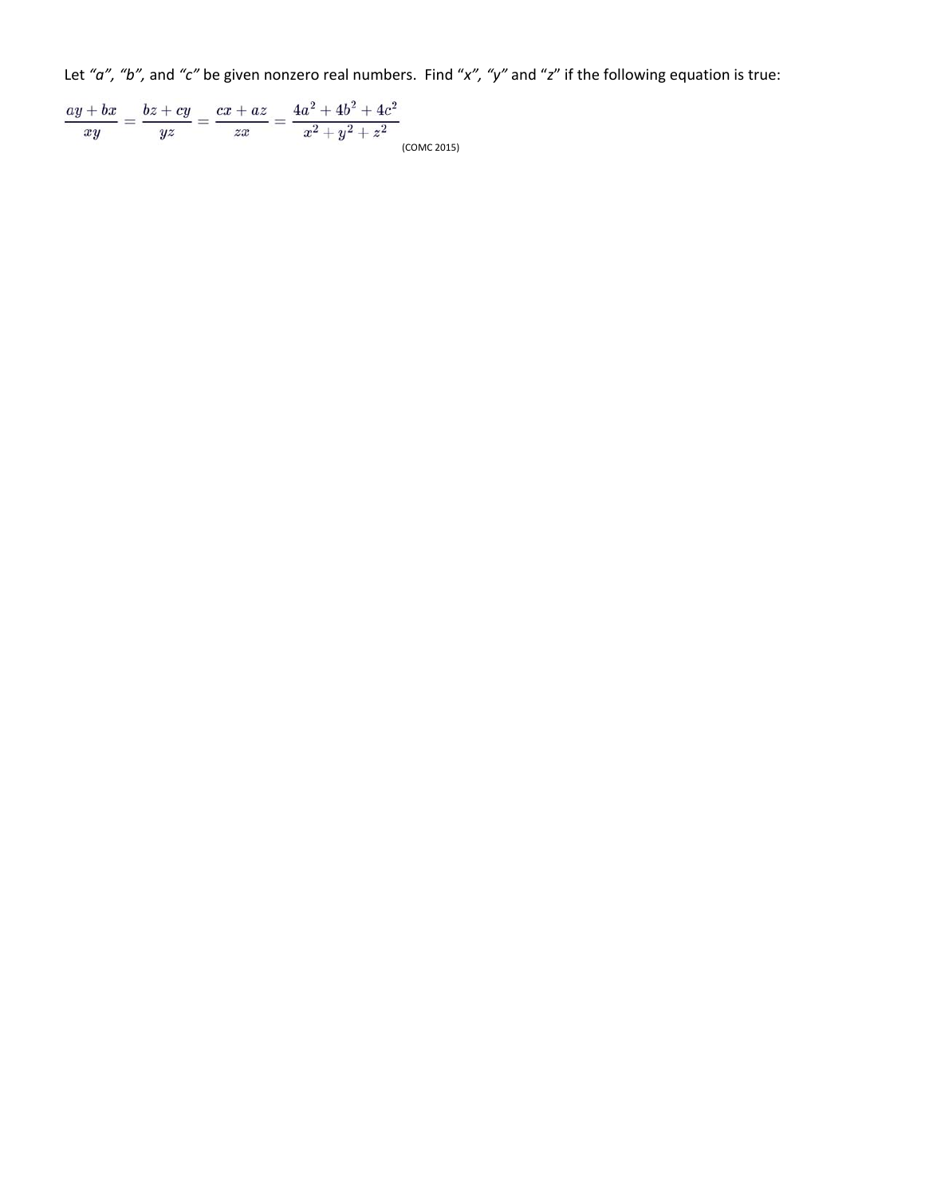Let *"a"*, *"b"*, and *"c"* be given nonzero real numbers. Find "*x*", *"y"* and "*z*" if the following equation is true:

$$\frac{ay+bx}{xy} = \frac{bz+cy}{yz} = \frac{cx+az}{zx} = \frac{4a^2+4b^2+4c^2}{x^2+y^2+z^2}$$

(COMC 2015)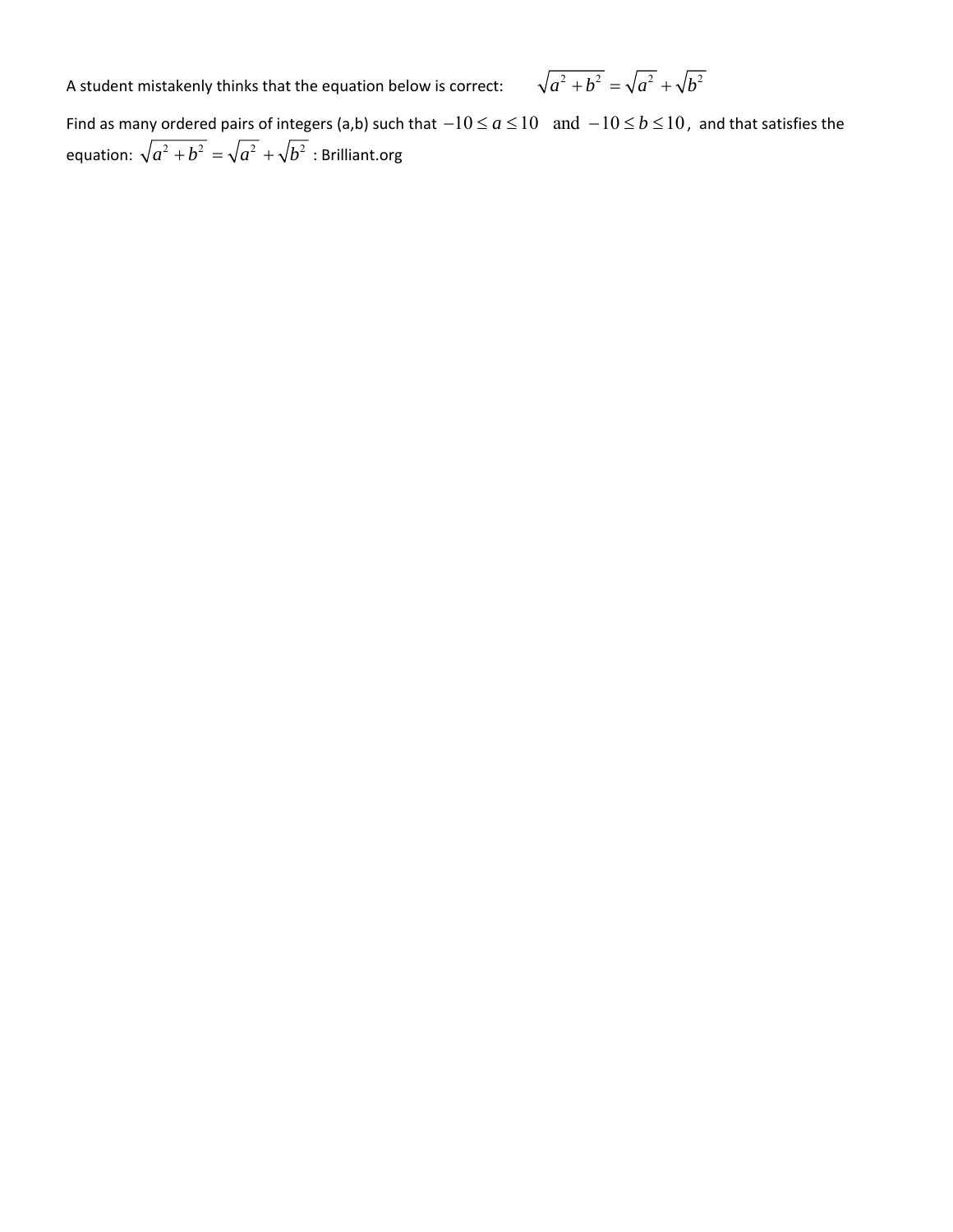A student mistakenly thinks that the equation below is correct: $\sqrt{a^2+b^2}=\sqrt{a^2}+\sqrt{b^2}$

Find as many ordered pairs of integers (a,b) such that $-10 \le a \le 10 \;\text{ and }\; -10 \le b \le 10$, and that satisfies the equation: $\sqrt{a^2+b^2}=\sqrt{a^2}+\sqrt{b^2}$ : Brilliant.org